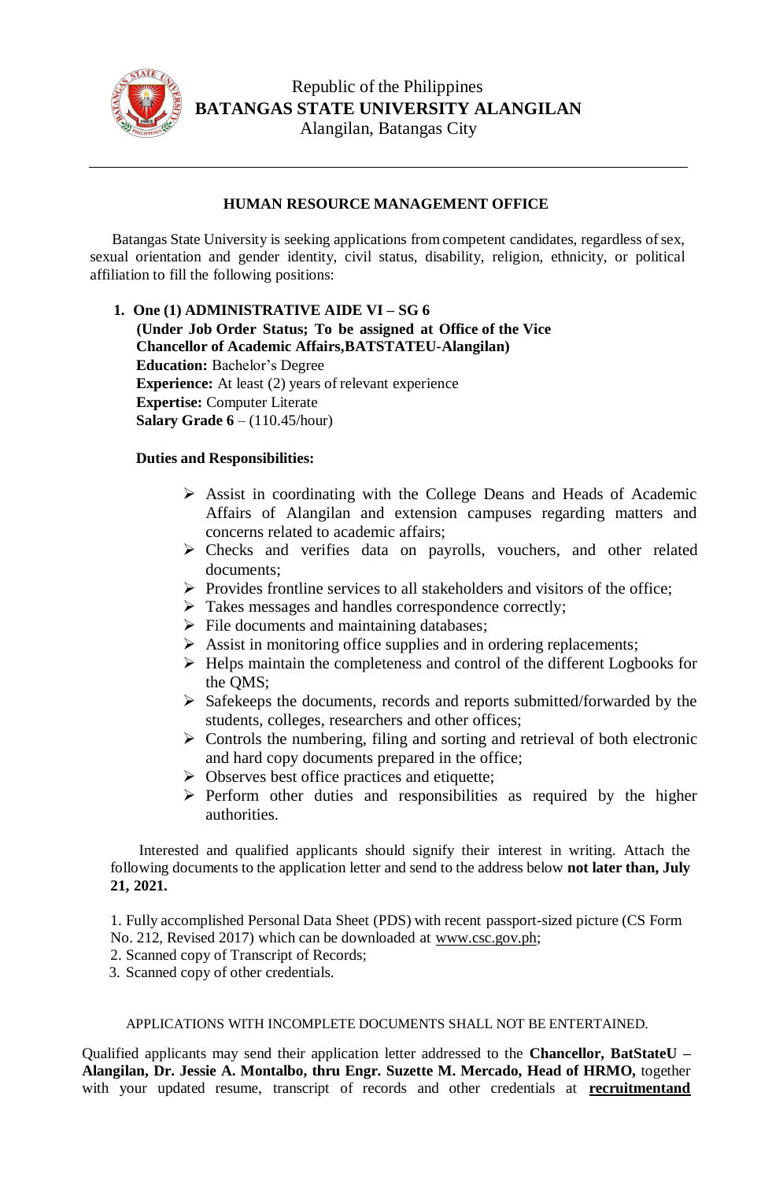Republic of the Philippines
**BATANGAS STATE UNIVERSITY ALANGILAN**
Alangilan, Batangas City

---

## HUMAN RESOURCE MANAGEMENT OFFICE

Batangas State University is seeking applications from competent candidates, regardless of sex, sexual orientation and gender identity, civil status, disability, religion, ethnicity, or political affiliation to fill the following positions:

1. **One (1) ADMINISTRATIVE AIDE VI – SG 6**
   **(Under Job Order Status; To be assigned at Office of the Vice Chancellor of Academic Affairs,BATSTATEU-Alangilan)**
   **Education:** Bachelor's Degree
   **Experience:** At least (2) years of relevant experience
   **Expertise:** Computer Literate
   **Salary Grade 6** – (110.45/hour)

   **Duties and Responsibilities:**

   - Assist in coordinating with the College Deans and Heads of Academic Affairs of Alangilan and extension campuses regarding matters and concerns related to academic affairs;
   - Checks and verifies data on payrolls, vouchers, and other related documents;
   - Provides frontline services to all stakeholders and visitors of the office;
   - Takes messages and handles correspondence correctly;
   - File documents and maintaining databases;
   - Assist in monitoring office supplies and in ordering replacements;
   - Helps maintain the completeness and control of the different Logbooks for the QMS;
   - Safekeeps the documents, records and reports submitted/forwarded by the students, colleges, researchers and other offices;
   - Controls the numbering, filing and sorting and retrieval of both electronic and hard copy documents prepared in the office;
   - Observes best office practices and etiquette;
   - Perform other duties and responsibilities as required by the higher authorities.

Interested and qualified applicants should signify their interest in writing. Attach the following documents to the application letter and send to the address below **not later than, July 21, 2021.**

1. Fully accomplished Personal Data Sheet (PDS) with recent passport-sized picture (CS Form No. 212, Revised 2017) which can be downloaded at www.csc.gov.ph;
2. Scanned copy of Transcript of Records;
3. Scanned copy of other credentials.

APPLICATIONS WITH INCOMPLETE DOCUMENTS SHALL NOT BE ENTERTAINED.

Qualified applicants may send their application letter addressed to the **Chancellor, BatStateU – Alangilan, Dr. Jessie A. Montalbo, thru Engr. Suzette M. Mercado, Head of HRMO,** together with your updated resume, transcript of records and other credentials at **recruitmentand**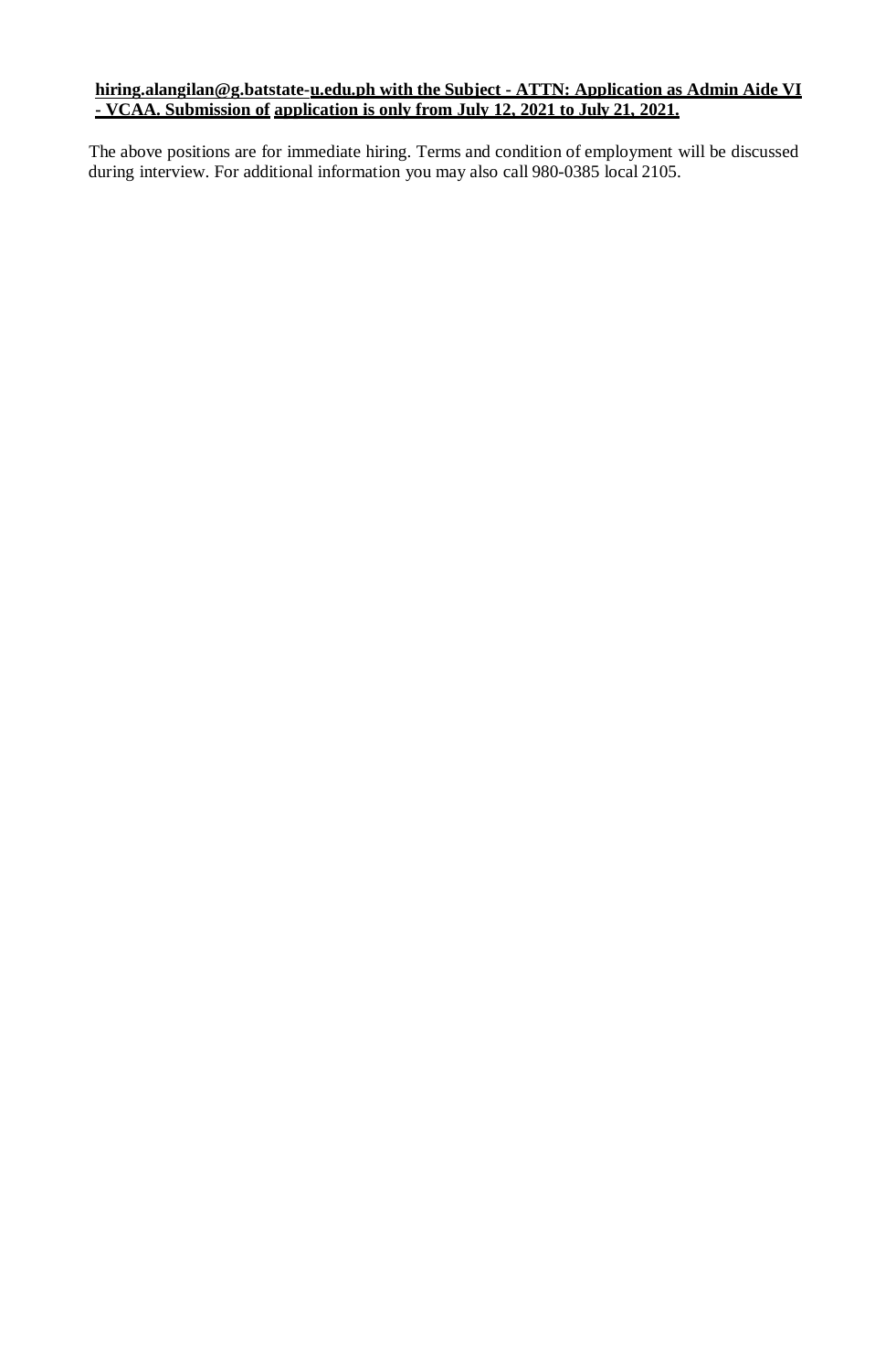**hiring.alangilan@g.batstate-u.edu.ph with the Subject - ATTN: Application as Admin Aide VI - VCAA. Submission of application is only from July 12, 2021 to July 21, 2021.**

The above positions are for immediate hiring. Terms and condition of employment will be discussed during interview. For additional information you may also call 980-0385 local 2105.